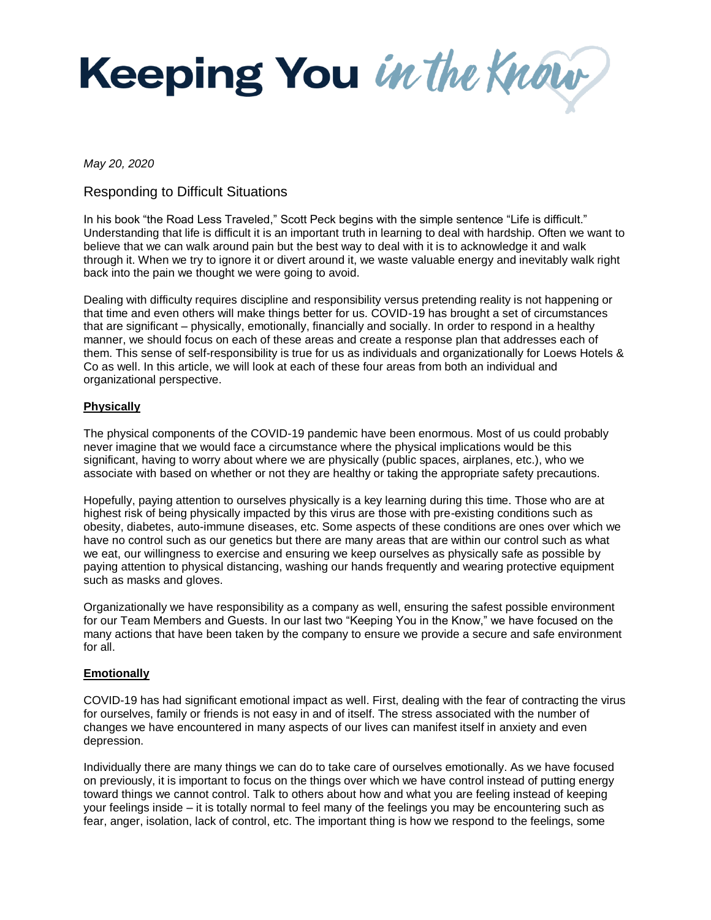# Keeping You *in the Know*

*May 20, 2020*

## Responding to Difficult Situations

In his book "the Road Less Traveled," Scott Peck begins with the simple sentence "Life is difficult." Understanding that life is difficult it is an important truth in learning to deal with hardship. Often we want to believe that we can walk around pain but the best way to deal with it is to acknowledge it and walk through it. When we try to ignore it or divert around it, we waste valuable energy and inevitably walk right back into the pain we thought we were going to avoid.

Dealing with difficulty requires discipline and responsibility versus pretending reality is not happening or that time and even others will make things better for us. COVID-19 has brought a set of circumstances that are significant – physically, emotionally, financially and socially. In order to respond in a healthy manner, we should focus on each of these areas and create a response plan that addresses each of them. This sense of self-responsibility is true for us as individuals and organizationally for Loews Hotels & Co as well. In this article, we will look at each of these four areas from both an individual and organizational perspective.

### **Physically**

The physical components of the COVID-19 pandemic have been enormous. Most of us could probably never imagine that we would face a circumstance where the physical implications would be this significant, having to worry about where we are physically (public spaces, airplanes, etc.), who we associate with based on whether or not they are healthy or taking the appropriate safety precautions.

Hopefully, paying attention to ourselves physically is a key learning during this time. Those who are at highest risk of being physically impacted by this virus are those with pre-existing conditions such as obesity, diabetes, auto-immune diseases, etc. Some aspects of these conditions are ones over which we have no control such as our genetics but there are many areas that are within our control such as what we eat, our willingness to exercise and ensuring we keep ourselves as physically safe as possible by paying attention to physical distancing, washing our hands frequently and wearing protective equipment such as masks and gloves.

Organizationally we have responsibility as a company as well, ensuring the safest possible environment for our Team Members and Guests. In our last two "Keeping You in the Know," we have focused on the many actions that have been taken by the company to ensure we provide a secure and safe environment for all.

### **Emotionally**

COVID-19 has had significant emotional impact as well. First, dealing with the fear of contracting the virus for ourselves, family or friends is not easy in and of itself. The stress associated with the number of changes we have encountered in many aspects of our lives can manifest itself in anxiety and even depression.

Individually there are many things we can do to take care of ourselves emotionally. As we have focused on previously, it is important to focus on the things over which we have control instead of putting energy toward things we cannot control. Talk to others about how and what you are feeling instead of keeping your feelings inside – it is totally normal to feel many of the feelings you may be encountering such as fear, anger, isolation, lack of control, etc. The important thing is how we respond to the feelings, some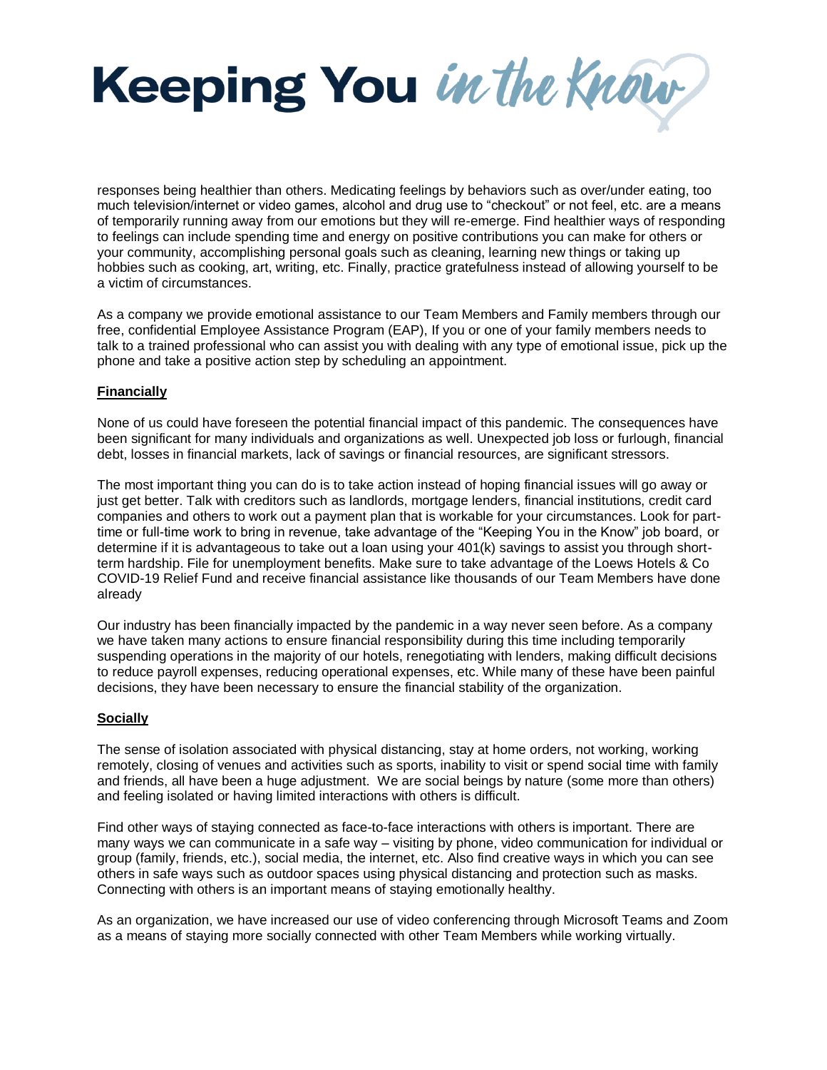responses being healthier than others. Medicating feelings by behaviors such as over/under eating, too much television/internet or video games, alcohol and drug use to "checkout" or not feel, etc. are a means of temporarily running away from our emotions but they will re-emerge. Find healthier ways of responding to feelings can include spending time and energy on positive contributions you can make for others or your community, accomplishing personal goals such as cleaning, learning new things or taking up hobbies such as cooking, art, writing, etc. Finally, practice gratefulness instead of allowing yourself to be a victim of circumstances.

As a company we provide emotional assistance to our Team Members and Family members through our free, confidential Employee Assistance Program (EAP), If you or one of your family members needs to talk to a trained professional who can assist you with dealing with any type of emotional issue, pick up the phone and take a positive action step by scheduling an appointment.

**Financially**

None of us could have foreseen the potential financial impact of this pandemic. The consequences have been significant for many individuals and organizations as well. Unexpected job loss or furlough, financial debt, losses in financial markets, lack of savings or financial resources, are significant stressors.

The most important thing you can do is to take action instead of hoping financial issues will go away or just get better. Talk with creditors such as landlords, mortgage lenders, financial institutions, credit card companies and others to work out a payment plan that is workable for your circumstances. Look for part-time or full-time work to bring in revenue, take advantage of the "Keeping You in the Know" job board, or determine if it is advantageous to take out a loan using your 401(k) savings to assist you through short-term hardship. File for unemployment benefits. Make sure to take advantage of the Loews Hotels & Co COVID-19 Relief Fund and receive financial assistance like thousands of our Team Members have done already

Our industry has been financially impacted by the pandemic in a way never seen before. As a company we have taken many actions to ensure financial responsibility during this time including temporarily suspending operations in the majority of our hotels, renegotiating with lenders, making difficult decisions to reduce payroll expenses, reducing operational expenses, etc. While many of these have been painful decisions, they have been necessary to ensure the financial stability of the organization.

**Socially**

The sense of isolation associated with physical distancing, stay at home orders, not working, working remotely, closing of venues and activities such as sports, inability to visit or spend social time with family and friends, all have been a huge adjustment. We are social beings by nature (some more than others) and feeling isolated or having limited interactions with others is difficult.

Find other ways of staying connected as face-to-face interactions with others is important. There are many ways we can communicate in a safe way – visiting by phone, video communication for individual or group (family, friends, etc.), social media, the internet, etc. Also find creative ways in which you can see others in safe ways such as outdoor spaces using physical distancing and protection such as masks. Connecting with others is an important means of staying emotionally healthy.

As an organization, we have increased our use of video conferencing through Microsoft Teams and Zoom as a means of staying more socially connected with other Team Members while working virtually.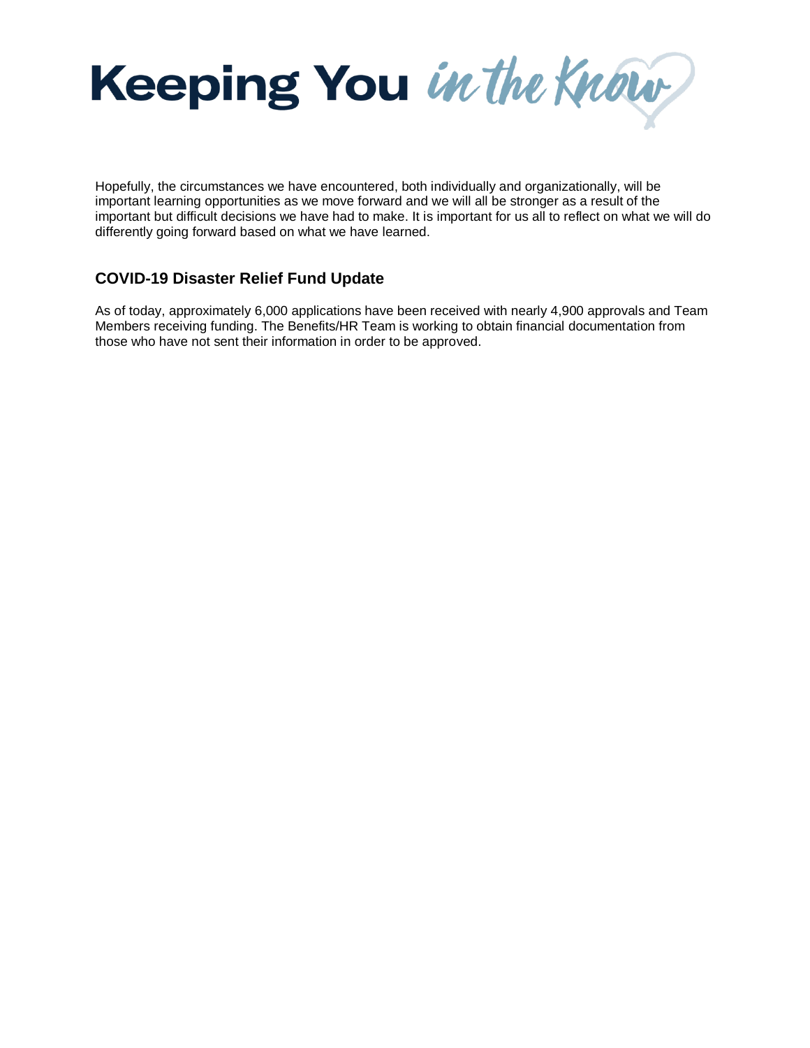Hopefully, the circumstances we have encountered, both individually and organizationally, will be important learning opportunities as we move forward and we will all be stronger as a result of the important but difficult decisions we have had to make. It is important for us all to reflect on what we will do differently going forward based on what we have learned.

## COVID-19 Disaster Relief Fund Update

As of today, approximately 6,000 applications have been received with nearly 4,900 approvals and Team Members receiving funding. The Benefits/HR Team is working to obtain financial documentation from those who have not sent their information in order to be approved.